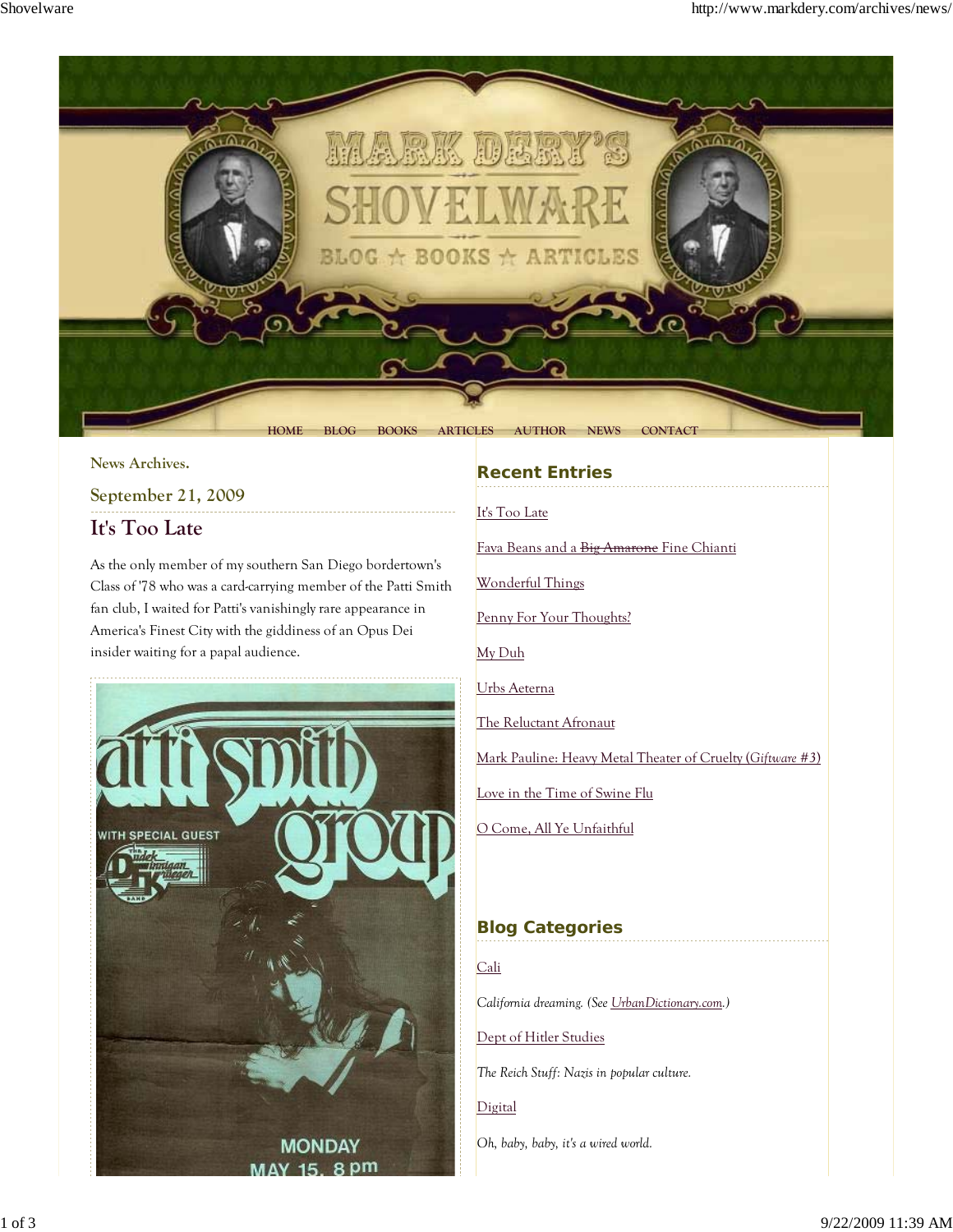HOME BLOG BOOKS ARTICLES AUTHOR NEWS CONTACT

News Archives.

## September 21, 2009

# It's Too Late

As the only member of my southern San Diego bordertown's Class of '78 who was a card-carrying member of the Patti Smith fan club, I waited for Patti's vanishingly rare appearance in America's Finest City with the giddiness of an Opus Dei insider waiting for a papal audience.

## Recent Entries

It's Too Late

Fava Beans and a ~~Big Amarone~~ Fine Chianti

Wonderful Things

Penny For Your Thoughts?

My Duh

Urbs Aeterna

The Reluctant Afronaut

Mark Pauline: Heavy Metal Theater of Cruelty (*Giftware* #3)

Love in the Time of Swine Flu

O Come, All Ye Unfaithful

## Blog Categories

Cali

*California dreaming. (See UrbanDictionary.com.)*

Dept of Hitler Studies

*The Reich Stuff: Nazis in popular culture.*

Digital

*Oh, baby, baby, it's a wired world.*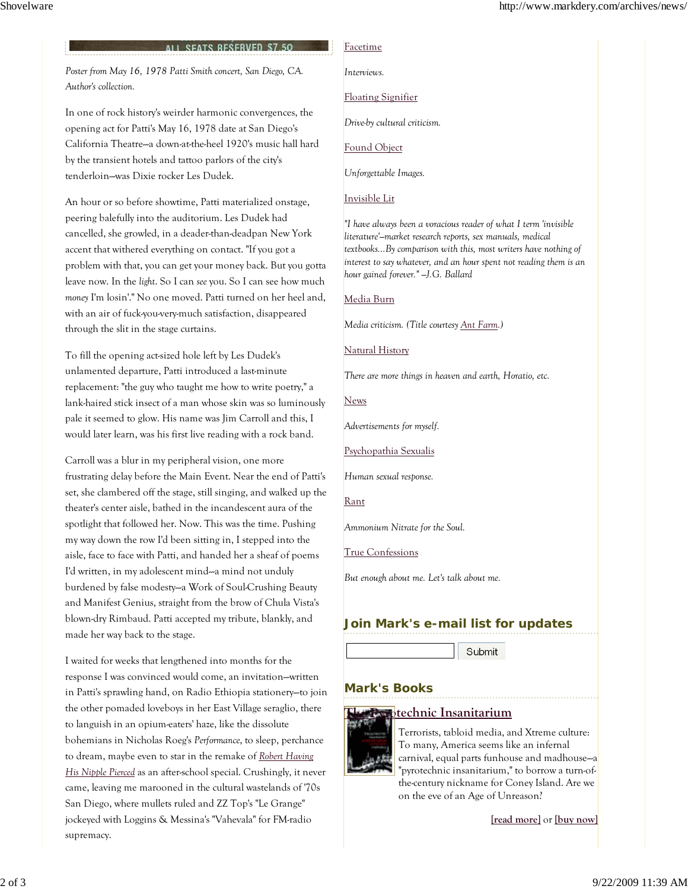ALL SEATS RESERVED $7.50

*Poster from May 16, 1978 Patti Smith concert, San Diego, CA. Author's collection.*

In one of rock history's weirder harmonic convergences, the opening act for Patti's May 16, 1978 date at San Diego's California Theatre--a down-at-the-heel 1920's music hall hard by the transient hotels and tattoo parlors of the city's tenderloin--was Dixie rocker Les Dudek.

An hour or so before showtime, Patti materialized onstage, peering balefully into the auditorium. Les Dudek had cancelled, she growled, in a deader-than-deadpan New York accent that withered everything on contact. "If you got a problem with that, you can get your money back. But you gotta leave now. In the *light*. So I can *see* you. So I can see how much *money* I'm losin'." No one moved. Patti turned on her heel and, with an air of fuck-you-very-much satisfaction, disappeared through the slit in the stage curtains.

To fill the opening act-sized hole left by Les Dudek's unlamented departure, Patti introduced a last-minute replacement: "the guy who taught me how to write poetry," a lank-haired stick insect of a man whose skin was so luminously pale it seemed to glow. His name was Jim Carroll and this, I would later learn, was his first live reading with a rock band.

Carroll was a blur in my peripheral vision, one more frustrating delay before the Main Event. Near the end of Patti's set, she clambered off the stage, still singing, and walked up the theater's center aisle, bathed in the incandescent aura of the spotlight that followed her. Now. This was the time. Pushing my way down the row I'd been sitting in, I stepped into the aisle, face to face with Patti, and handed her a sheaf of poems I'd written, in my adolescent mind--a mind not unduly burdened by false modesty--a Work of Soul-Crushing Beauty and Manifest Genius, straight from the brow of Chula Vista's blown-dry Rimbaud. Patti accepted my tribute, blankly, and made her way back to the stage.

I waited for weeks that lengthened into months for the response I was convinced would come, an invitation--written in Patti's sprawling hand, on Radio Ethiopia stationery--to join the other pomaded loveboys in her East Village seraglio, there to languish in an opium-eaters' haze, like the dissolute bohemians in Nicholas Roeg's *Performance*, to sleep, perchance to dream, maybe even to star in the remake of *Robert Having His Nipple Pierced* as an after-school special. Crushingly, it never came, leaving me marooned in the cultural wastelands of '70s San Diego, where mullets ruled and ZZ Top's "Le Grange" jockeyed with Loggins & Messina's "Vahevala" for FM-radio supremacy.

Facetime

*Interviews.*

Floating Signifier

*Drive-by cultural criticism.*

Found Object

*Unforgettable Images.*

Invisible Lit

*"I have always been a voracious reader of what I term 'invisible literature'--market research reports, sex manuals, medical textbooks...By comparison with this, most writers have nothing of interest to say whatever, and an hour spent not reading them is an hour gained forever." --J.G. Ballard*

Media Burn

*Media criticism. (Title courtesy Ant Farm.)*

Natural History

*There are more things in heaven and earth, Horatio, etc.*

News

*Advertisements for myself.*

Psychopathia Sexualis

*Human sexual response.*

Rant

*Ammonium Nitrate for the Soul.*

True Confessions

*But enough about me. Let's talk about me.*

## Join Mark's e-mail list for updates

Submit

## Mark's Books

### The Pyrotechnic Insanitarium

Terrorists, tabloid media, and Xtreme culture: To many, America seems like an infernal carnival, equal parts funhouse and madhouse--a "pyrotechnic insanitarium," to borrow a turn-of-the-century nickname for Coney Island. Are we on the eve of an Age of Unreason?

[read more] or [buy now]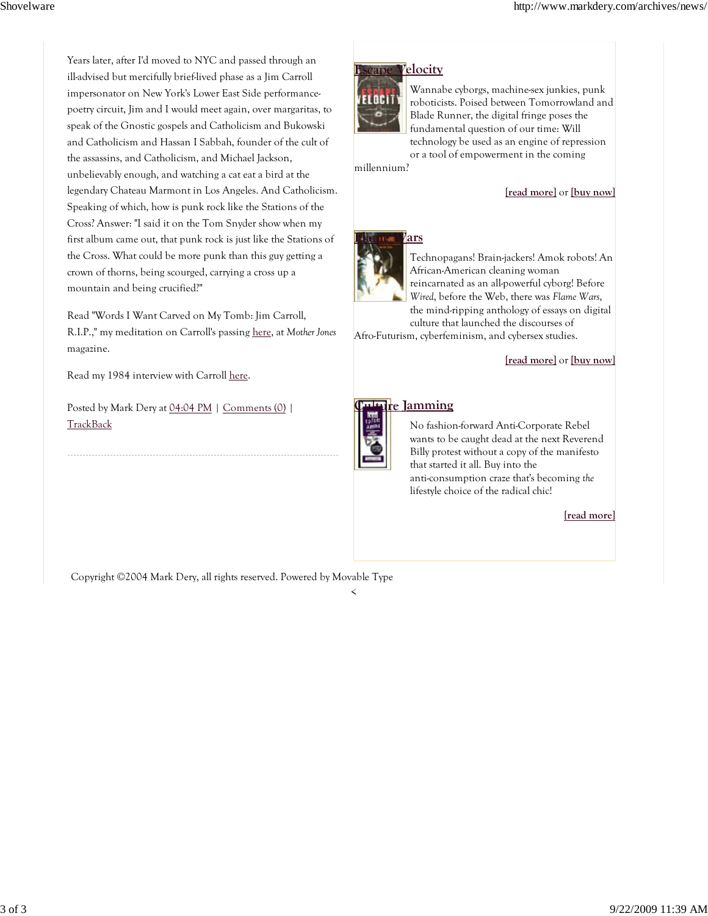Years later, after I'd moved to NYC and passed through an ill-advised but mercifully brief-lived phase as a Jim Carroll impersonator on New York's Lower East Side performance-poetry circuit, Jim and I would meet again, over margaritas, to speak of the Gnostic gospels and Catholicism and Bukowski and Catholicism and Hassan I Sabbah, founder of the cult of the assassins, and Catholicism, and Michael Jackson, unbelievably enough, and watching a cat eat a bird at the legendary Chateau Marmont in Los Angeles. And Catholicism. Speaking of which, how is punk rock like the Stations of the Cross? Answer: "I said it on the Tom Snyder show when my first album came out, that punk rock is just like the Stations of the Cross. What could be more punk than this guy getting a crown of thorns, being scourged, carrying a cross up a mountain and being crucified?"

Read "Words I Want Carved on My Tomb: Jim Carroll, R.I.P.," my meditation on Carroll's passing here, at *Mother Jones* magazine.

Read my 1984 interview with Carroll here.

Posted by Mark Dery at 04:04 PM | Comments (0) | TrackBack

---

## Escape Velocity

Wannabe cyborgs, machine-sex junkies, punk roboticists. Poised between Tomorrowland and Blade Runner, the digital fringe poses the fundamental question of our time: Will technology be used as an engine of repression or a tool of empowerment in the coming millennium?

[read more] or [buy now]

## Flame Wars

Technopagans! Brain-jackers! Amok robots! An African-American cleaning woman reincarnated as an all-powerful cyborg! Before *Wired*, before the Web, there was *Flame Wars*, the mind-ripping anthology of essays on digital culture that launched the discourses of Afro-Futurism, cyberfeminism, and cybersex studies.

[read more] or [buy now]

## Culture Jamming

No fashion-forward Anti-Corporate Rebel wants to be caught dead at the next Reverend Billy protest without a copy of the manifesto that started it all. Buy into the anti-consumption craze that's becoming *the* lifestyle choice of the radical chic!

[read more]

Copyright ©2004 Mark Dery, all rights reserved. Powered by Movable Type

<